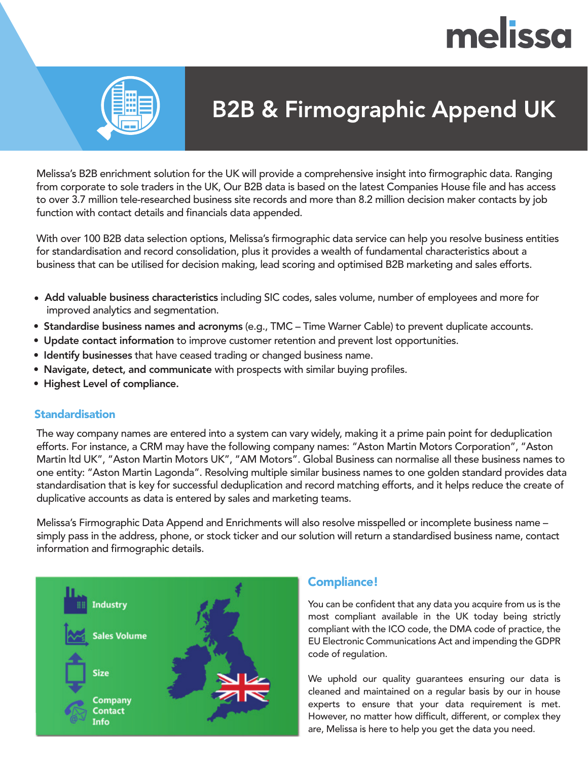# B2B & Firmographic Append UK

Melissa's B2B enrichment solution for the UK will provide a comprehensive insight into firmographic data. Ranging from corporate to sole traders in the UK, Our B2B data is based on the latest Companies House file and has access to over 3.7 million tele-researched business site records and more than 8.2 million decision maker contacts by job function with contact details and financials data appended.

With over 100 B2B data selection options, Melissa's firmographic data service can help you resolve business entities for standardisation and record consolidation, plus it provides a wealth of fundamental characteristics about a business that can be utilised for decision making, lead scoring and optimised B2B marketing and sales efforts.

- **Add valuable business characteristics** including SIC codes, sales volume, number of employees and more for improved analytics and segmentation.
- **Standardise business names and acronyms** (e.g., TMC – Time Warner Cable) to prevent duplicate accounts.
- **Update contact information** to improve customer retention and prevent lost opportunities.
- **Identify businesses** that have ceased trading or changed business name.
- **Navigate, detect, and communicate** with prospects with similar buying profiles.
- **Highest Level of compliance.**

## Standardisation

The way company names are entered into a system can vary widely, making it a prime pain point for deduplication efforts. For instance, a CRM may have the following company names: "Aston Martin Motors Corporation", "Aston Martin ltd UK", "Aston Martin Motors UK", "AM Motors". Global Business can normalise all these business names to one entity: "Aston Martin Lagonda". Resolving multiple similar business names to one golden standard provides data standardisation that is key for successful deduplication and record matching efforts, and it helps reduce the create of duplicative accounts as data is entered by sales and marketing teams.

Melissa's Firmographic Data Append and Enrichments will also resolve misspelled or incomplete business name – simply pass in the address, phone, or stock ticker and our solution will return a standardised business name, contact information and firmographic details.

Industry

Sales Volume

Size

Company Contact Info

## Compliance!

You can be confident that any data you acquire from us is the most compliant available in the UK today being strictly compliant with the ICO code, the DMA code of practice, the EU Electronic Communications Act and impending the GDPR code of regulation.

We uphold our quality guarantees ensuring our data is cleaned and maintained on a regular basis by our in house experts to ensure that your data requirement is met. However, no matter how difficult, different, or complex they are, Melissa is here to help you get the data you need.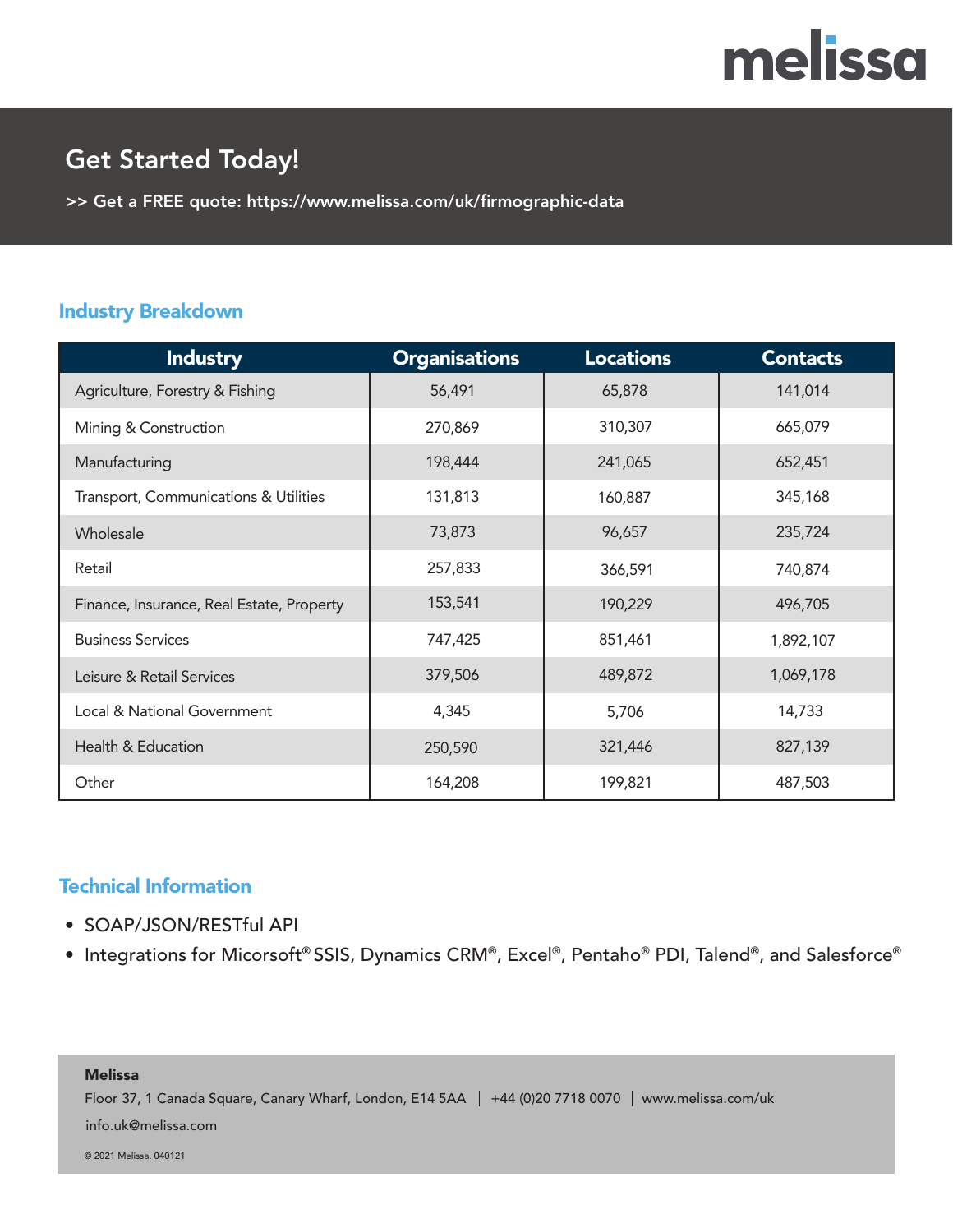melissa

## Get Started Today!

**>> Get a FREE quote: https://www.melissa.com/uk/firmographic-data**

### Industry Breakdown

| Industry | Organisations | Locations | Contacts |
|---|---|---|---|
| Agriculture, Forestry & Fishing | 56,491 | 65,878 | 141,014 |
| Mining & Construction | 270,869 | 310,307 | 665,079 |
| Manufacturing | 198,444 | 241,065 | 652,451 |
| Transport, Communications & Utilities | 131,813 | 160,887 | 345,168 |
| Wholesale | 73,873 | 96,657 | 235,724 |
| Retail | 257,833 | 366,591 | 740,874 |
| Finance, Insurance, Real Estate, Property | 153,541 | 190,229 | 496,705 |
| Business Services | 747,425 | 851,461 | 1,892,107 |
| Leisure & Retail Services | 379,506 | 489,872 | 1,069,178 |
| Local & National Government | 4,345 | 5,706 | 14,733 |
| Health & Education | 250,590 | 321,446 | 827,139 |
| Other | 164,208 | 199,821 | 487,503 |

### Technical Information

- SOAP/JSON/RESTful API
- Integrations for Micorsoft® SSIS, Dynamics CRM®, Excel®, Pentaho® PDI, Talend®, and Salesforce®

**Melissa**

Floor 37, 1 Canada Square, Canary Wharf, London, E14 5AA | +44 (0)20 7718 0070 | www.melissa.com/uk

info.uk@melissa.com

© 2021 Melissa. 040121